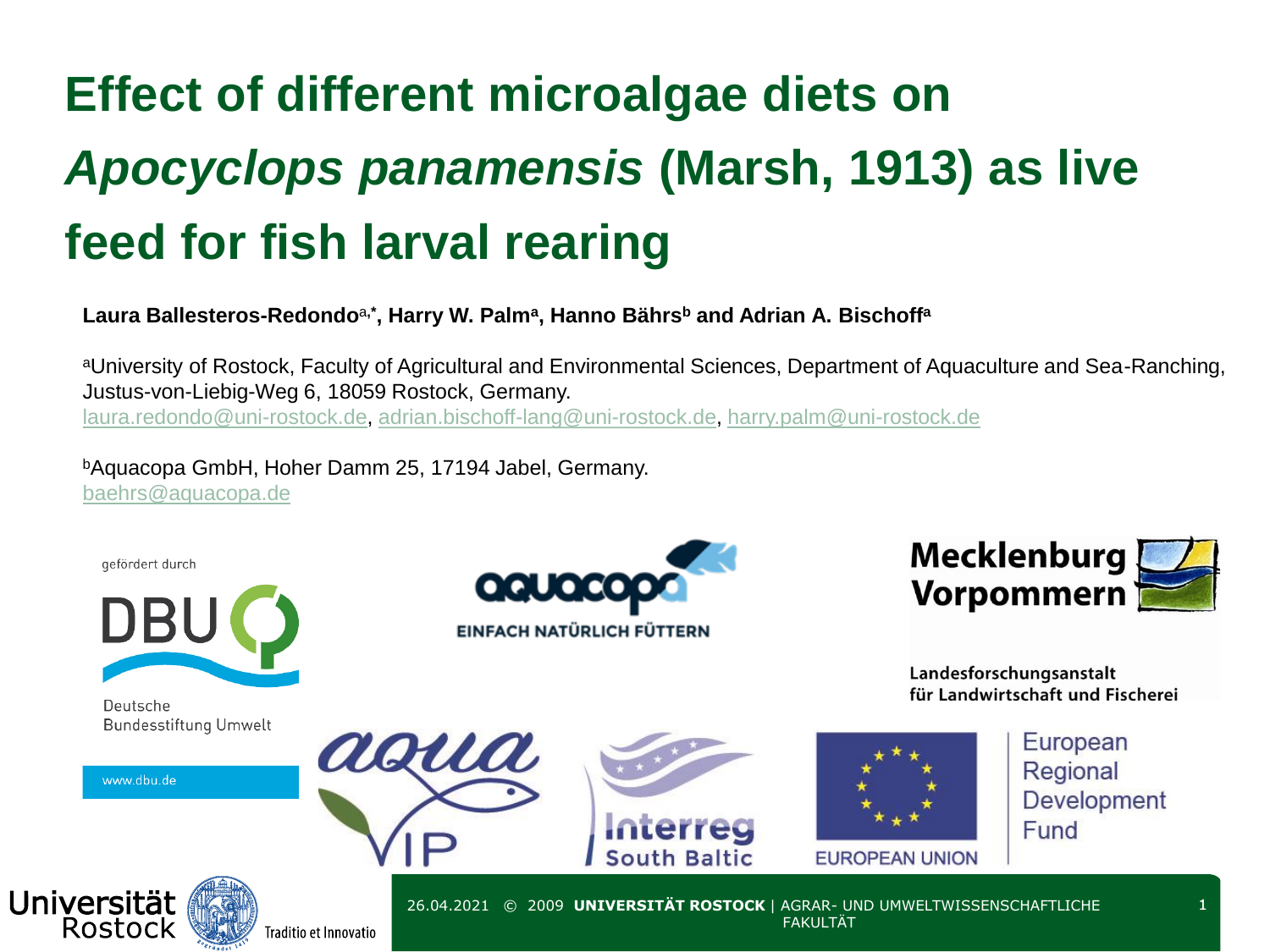# Effect of different microalgae diets on *Apocyclops panamensis* (Marsh, 1913) as live feed for fish larval rearing

**Laura Ballesteros-Redondo[a,*], Harry W. Palm[a], Hanno Bährs[b] and Adrian A. Bischoff[a]**

[a]University of Rostock, Faculty of Agricultural and Environmental Sciences, Department of Aquaculture and Sea-Ranching, Justus-von-Liebig-Weg 6, 18059 Rostock, Germany.
laura.redondo@uni-rostock.de, adrian.bischoff-lang@uni-rostock.de, harry.palm@uni-rostock.de

[b]Aquacopa GmbH, Hoher Damm 25, 17194 Jabel, Germany.
baehrs@aquacopa.de

gefördert durch

DBU

Deutsche Bundesstiftung Umwelt

www.dbu.de

aquacopa

EINFACH NATÜRLICH FÜTTERN

Mecklenburg Vorpommern

Landesforschungsanstalt für Landwirtschaft und Fischerei

aqua VIP

Interreg South Baltic

EUROPEAN UNION

European Regional Development Fund

Universität Rostock

Traditio et Innovatio

26.04.2021 © 2009 **UNIVERSITÄT ROSTOCK** | AGRAR- UND UMWELTWISSENSCHAFTLICHE FAKULTÄT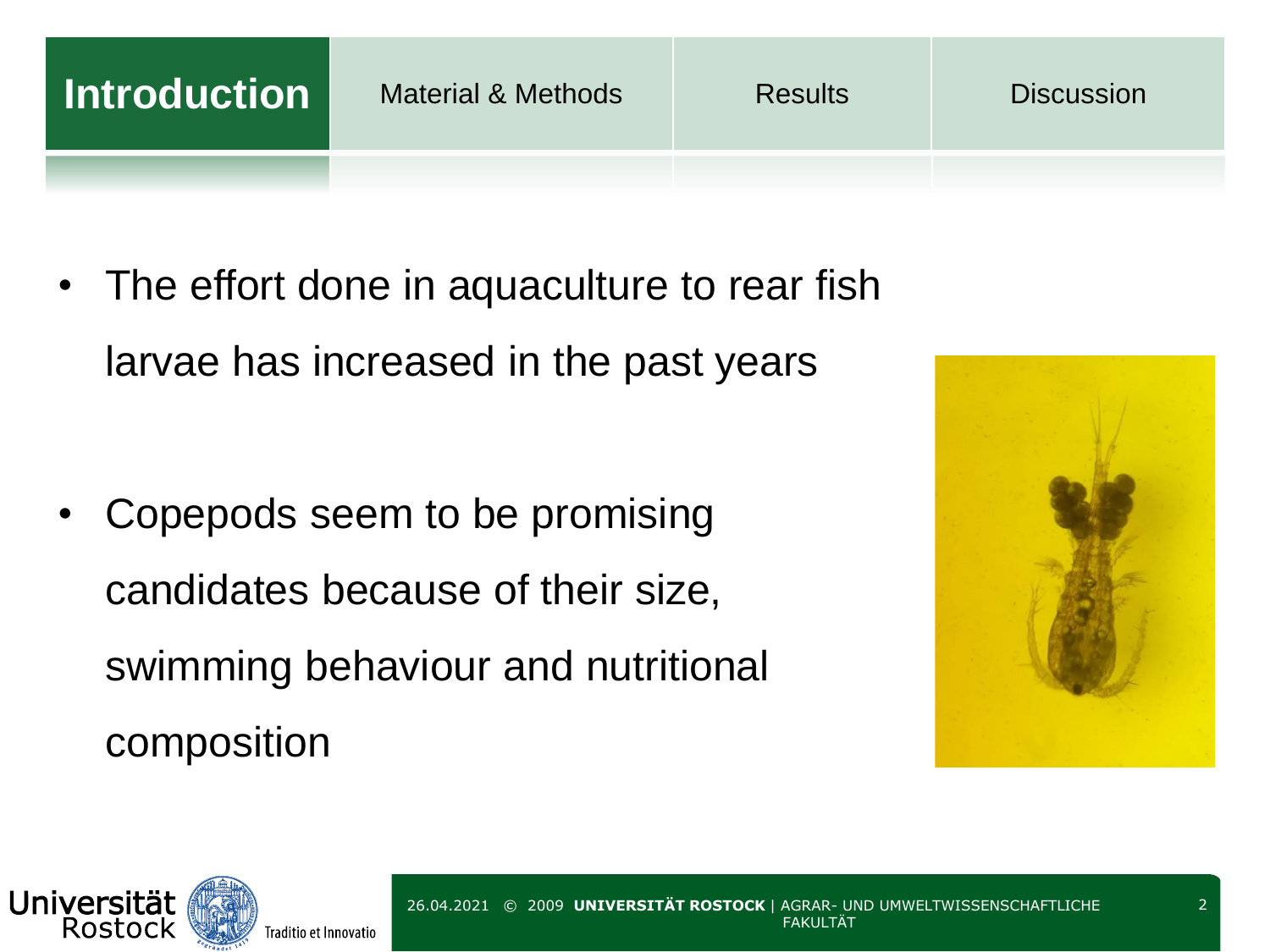# Introduction

- The effort done in aquaculture to rear fish larvae has increased in the past years

- Copepods seem to be promising candidates because of their size, swimming behaviour and nutritional composition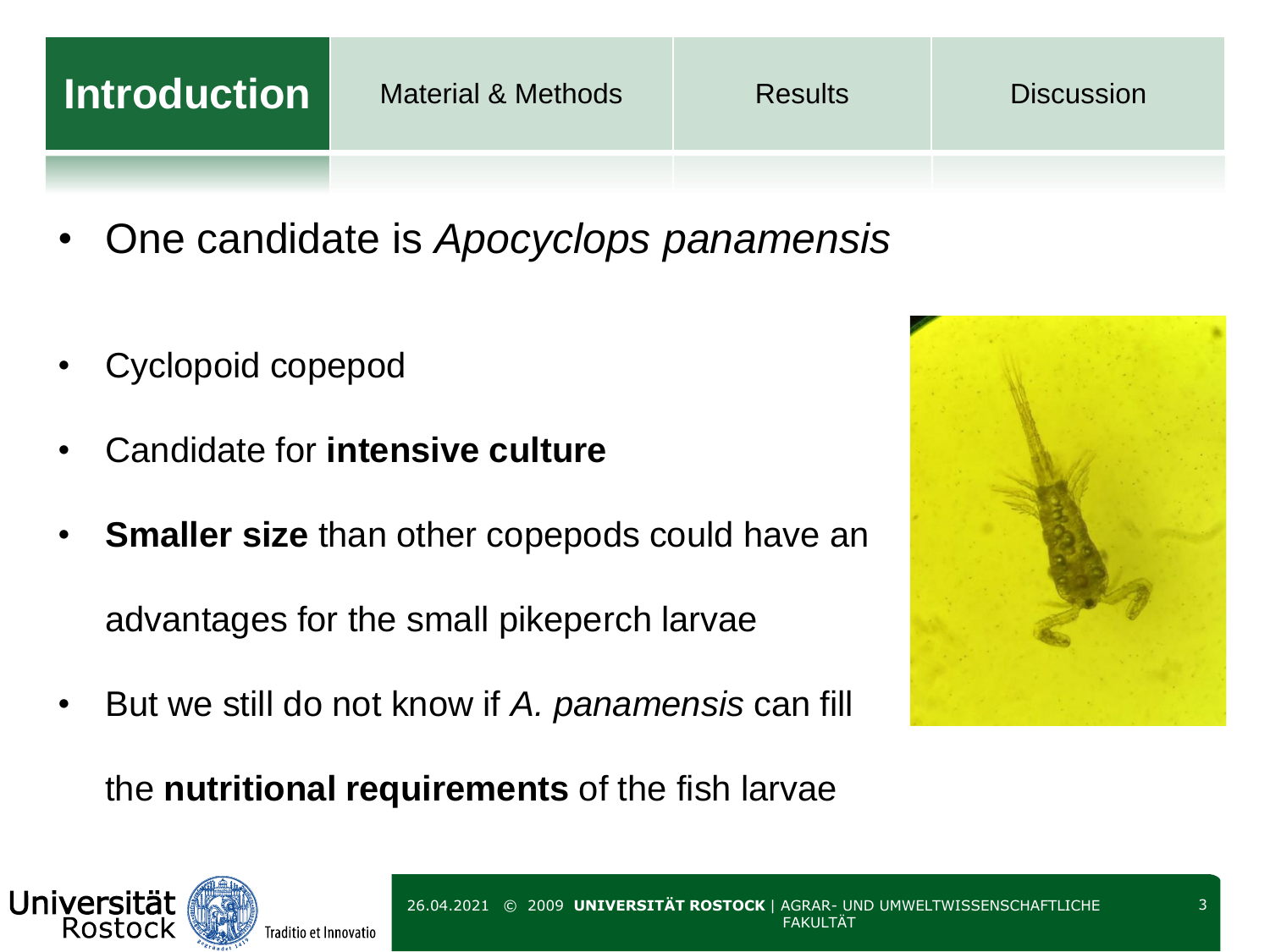Introduction | Material & Methods | Results | Discussion

- One candidate is *Apocyclops panamensis*

- Cyclopoid copepod
- Candidate for **intensive culture**
- **Smaller size** than other copepods could have an advantages for the small pikeperch larvae
- But we still do not know if *A. panamensis* can fill the **nutritional requirements** of the fish larvae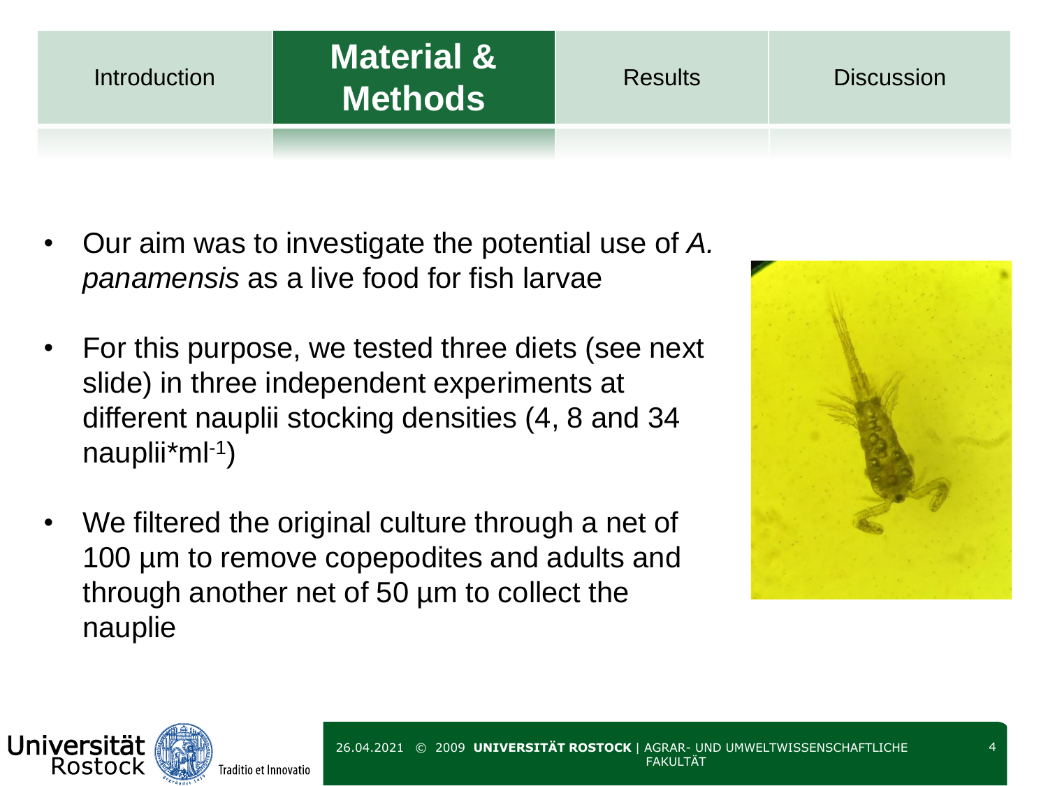Introduction | **Material & Methods** | Results | Discussion

- Our aim was to investigate the potential use of *A. panamensis* as a live food for fish larvae
- For this purpose, we tested three diets (see next slide) in three independent experiments at different nauplii stocking densities (4, 8 and 34 nauplii*ml$^{-1}$)
- We filtered the original culture through a net of 100 µm to remove copepodites and adults and through another net of 50 µm to collect the nauplie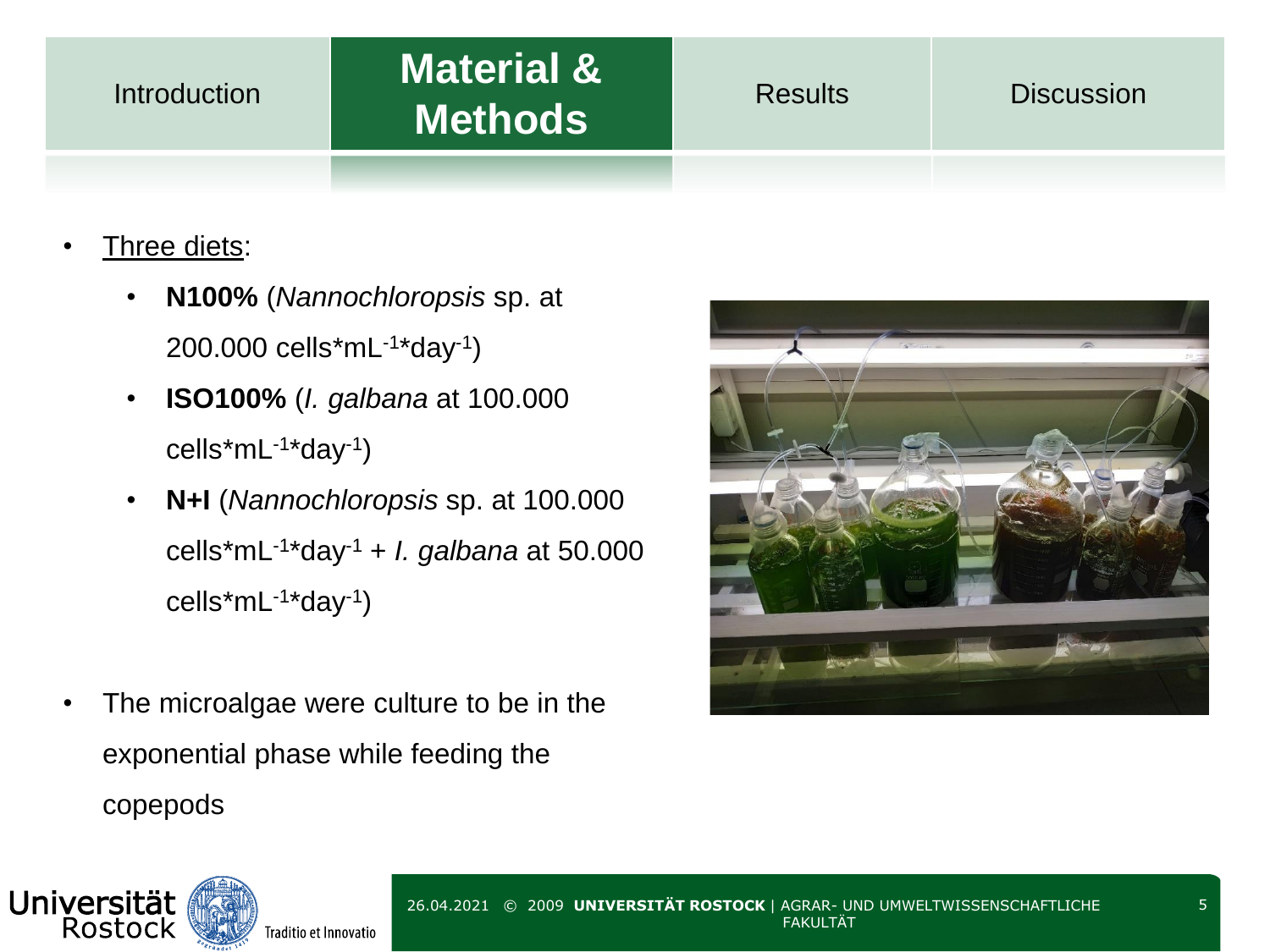Introduction | **Material & Methods** | Results | Discussion

- Three diets:
  - **N100%** (*Nannochloropsis* sp. at 200.000 cells*mL$^{-1}$*day$^{-1}$)
  - **ISO100%** (*I. galbana* at 100.000 cells*mL$^{-1}$*day$^{-1}$)
  - **N+I** (*Nannochloropsis* sp. at 100.000 cells*mL$^{-1}$*day$^{-1}$ + *I. galbana* at 50.000 cells*mL$^{-1}$*day$^{-1}$)

- The microalgae were culture to be in the exponential phase while feeding the copepods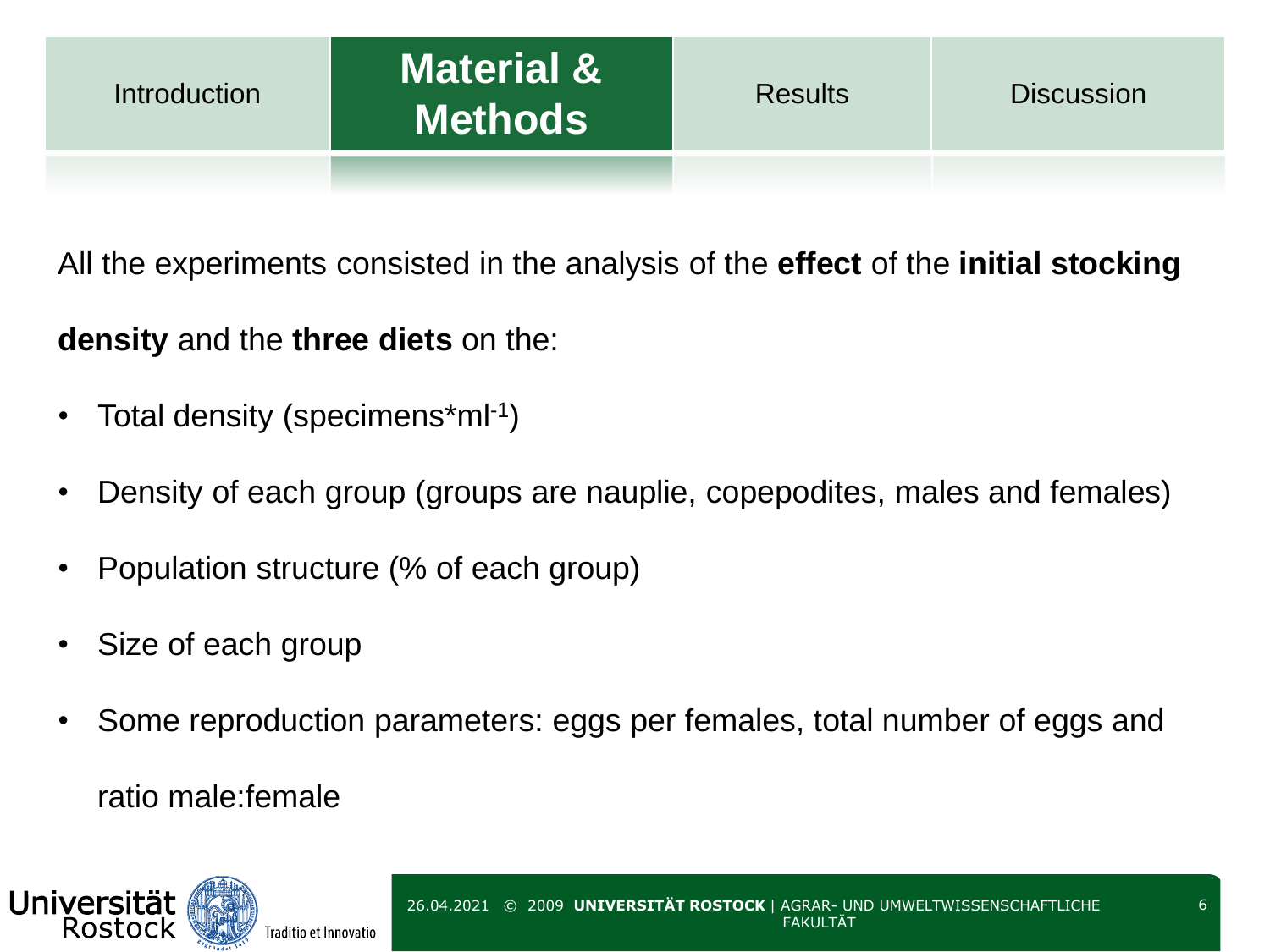Introduction | **Material & Methods** | Results | Discussion

All the experiments consisted in the analysis of the **effect** of the **initial stocking density** and the **three diets** on the:

- Total density (specimens*$ml^{-1}$)
- Density of each group (groups are nauplie, copepodites, males and females)
- Population structure (% of each group)
- Size of each group
- Some reproduction parameters: eggs per females, total number of eggs and ratio male:female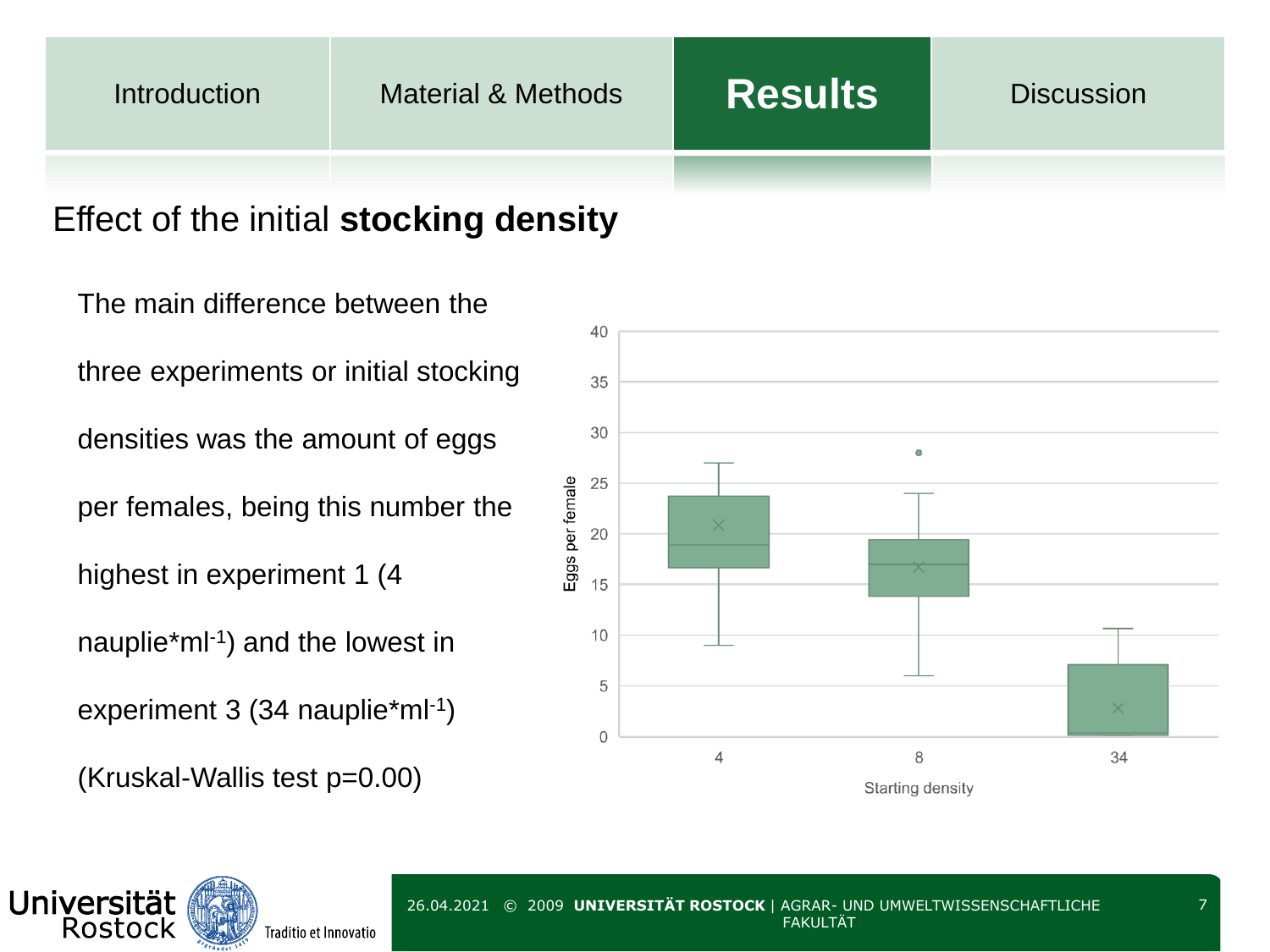Introduction | Material & Methods | **Results** | Discussion

## Effect of the initial **stocking density**

The main difference between the three experiments or initial stocking densities was the amount of eggs per females, being this number the highest in experiment 1 (4 nauplie*ml$^{-1}$) and the lowest in experiment 3 (34 nauplie*ml$^{-1}$) (Kruskal-Wallis test p=0.00)

Eggs per female

Starting density

4 8 34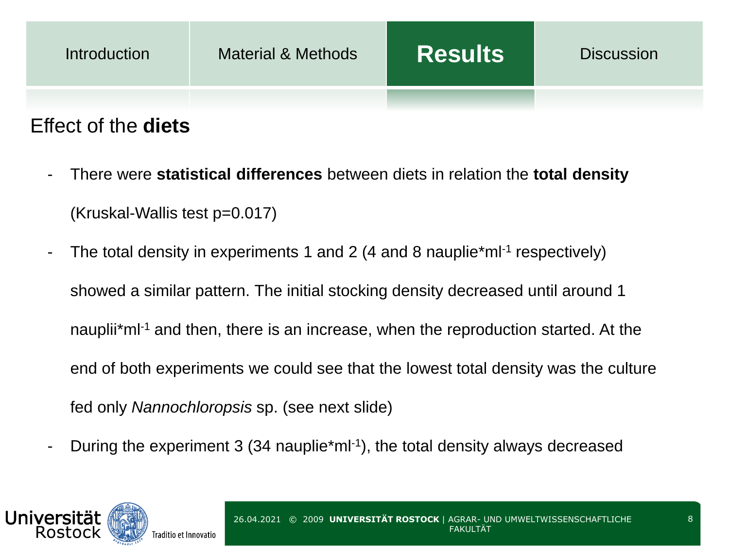## Effect of the **diets**

- There were **statistical differences** between diets in relation the **total density** (Kruskal-Wallis test $p=0.017$)
- The total density in experiments 1 and 2 (4 and 8 nauplie*$ml^{-1}$ respectively) showed a similar pattern. The initial stocking density decreased until around 1 nauplii*$ml^{-1}$ and then, there is an increase, when the reproduction started. At the end of both experiments we could see that the lowest total density was the culture fed only *Nannochloropsis* sp. (see next slide)
- During the experiment 3 (34 nauplie*$ml^{-1}$), the total density always decreased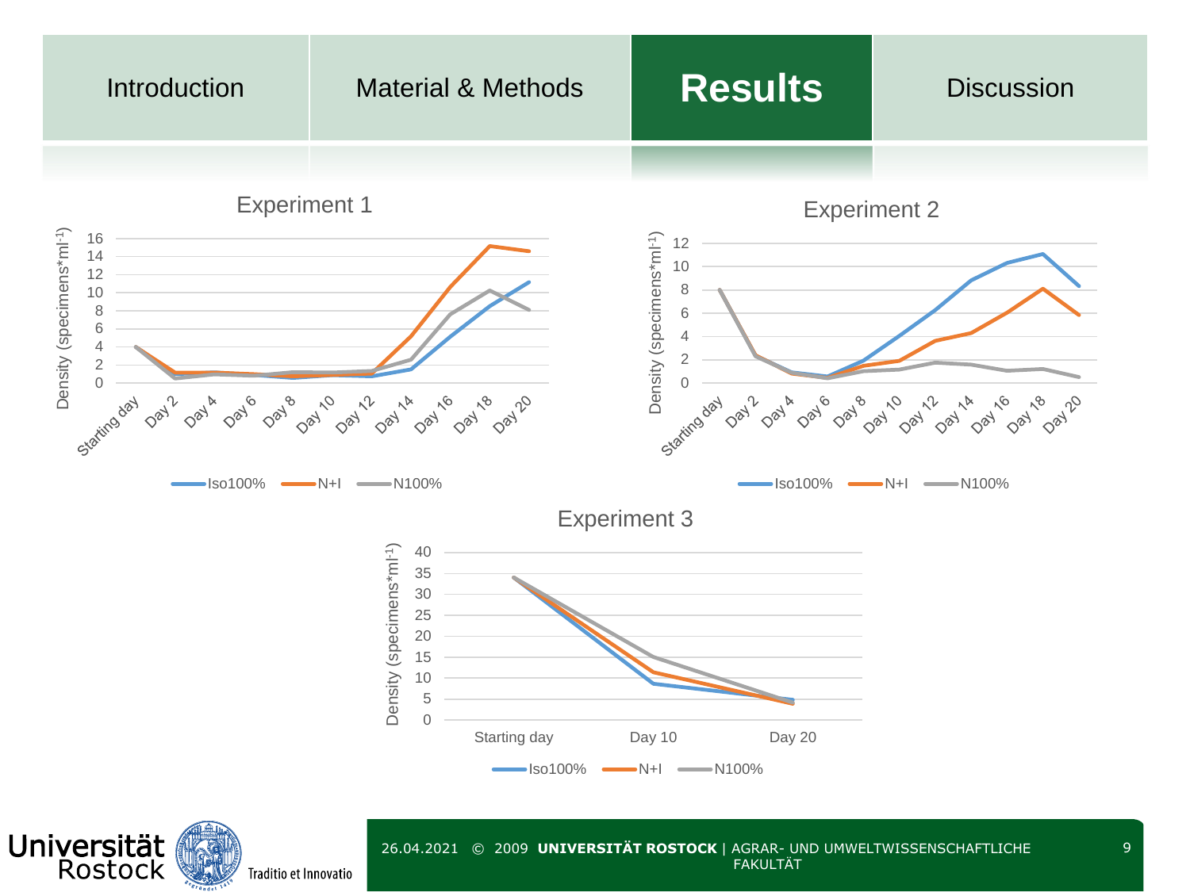Introduction | Material & Methods | **Results** | Discussion

## Experiment 1

Density (specimens*ml[-1])

16, 14, 12, 10, 8, 6, 4, 2, 0

Starting day, Day 2, Day 4, Day 6, Day 8, Day 10, Day 12, Day 14, Day 16, Day 18, Day 20

Iso100% | N+I | N100%

## Experiment 2

Density (specimens*ml[-1])

12, 10, 8, 6, 4, 2, 0

Starting day, Day 2, Day 4, Day 6, Day 8, Day 10, Day 12, Day 14, Day 16, Day 18, Day 20

Iso100% | N+I | N100%

## Experiment 3

Density (specimens*ml[-1])

40, 35, 30, 25, 20, 15, 10, 5, 0

Starting day, Day 10, Day 20

Iso100% | N+I | N100%

Universität Rostock — Traditio et Innovatio

26.04.2021 © 2009 **UNIVERSITÄT ROSTOCK** | AGRAR- UND UMWELTWISSENSCHAFTLICHE FAKULTÄT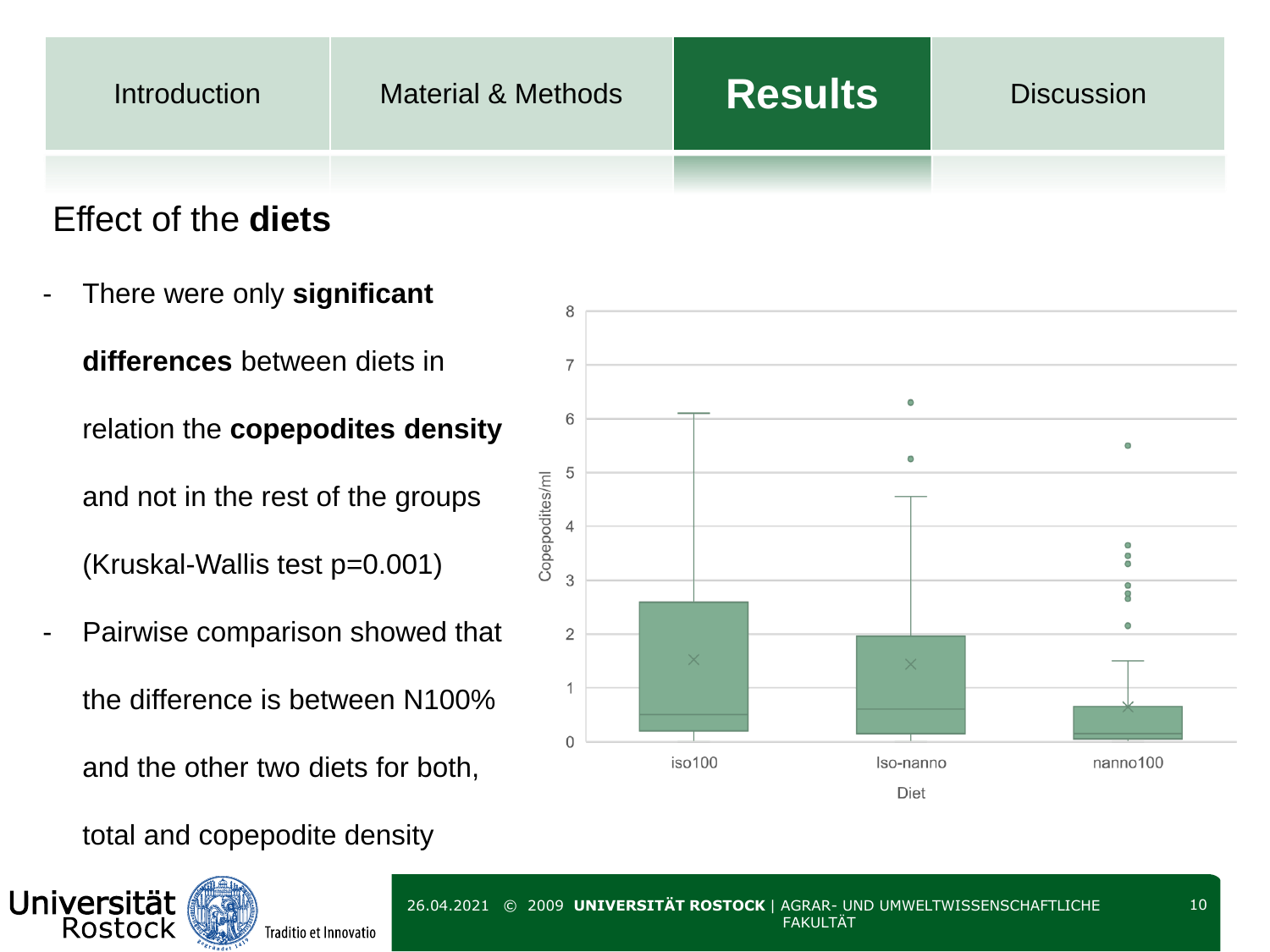## Effect of the **diets**

- There were only **significant differences** between diets in relation the **copepodites density** and not in the rest of the groups (Kruskal-Wallis test p=0.001)
- Pairwise comparison showed that the difference is between N100% and the other two diets for both, total and copepodite density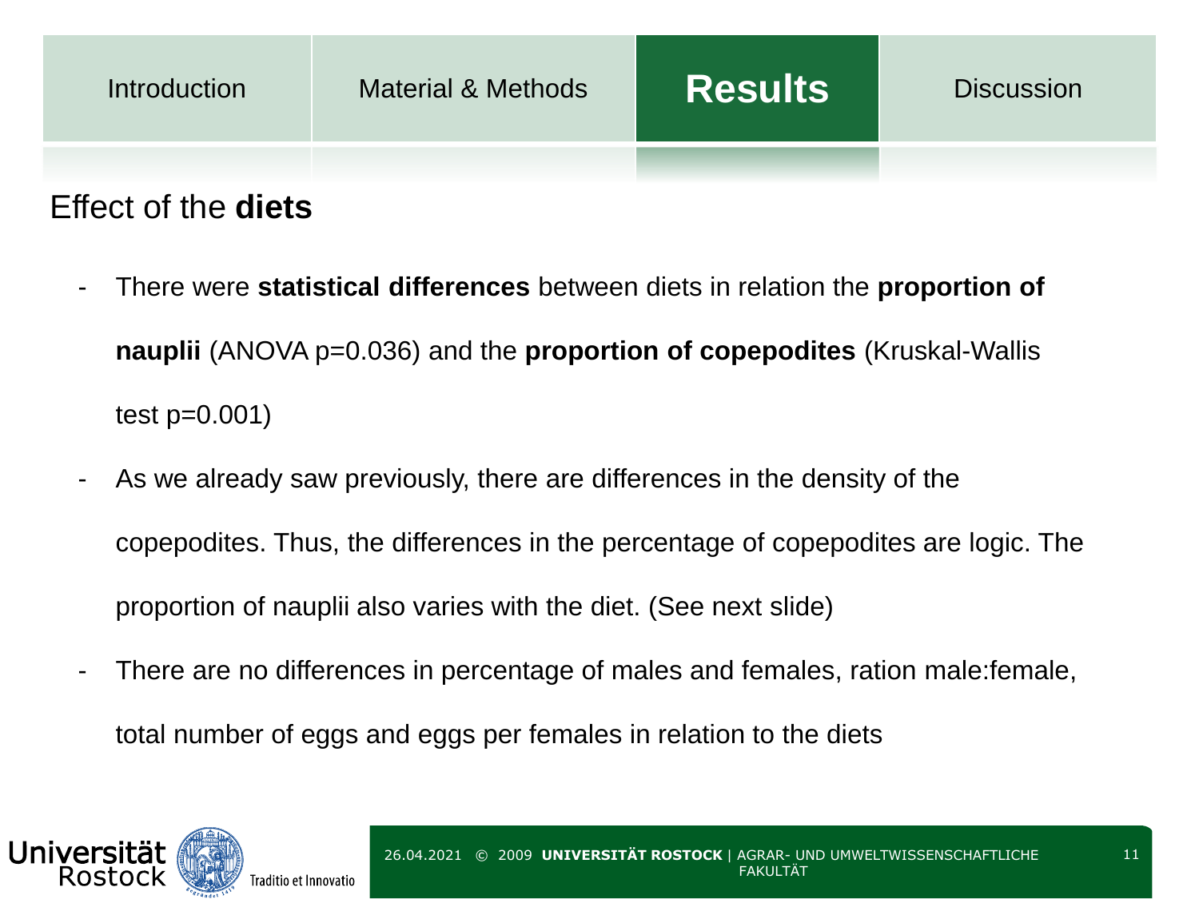Introduction | Material & Methods | **Results** | Discussion

## Effect of the **diets**

- There were **statistical differences** between diets in relation the **proportion of nauplii** (ANOVA p=0.036) and the **proportion of copepodites** (Kruskal-Wallis test p=0.001)
- As we already saw previously, there are differences in the density of the copepodites. Thus, the differences in the percentage of copepodites are logic. The proportion of nauplii also varies with the diet. (See next slide)
- There are no differences in percentage of males and females, ration male:female, total number of eggs and eggs per females in relation to the diets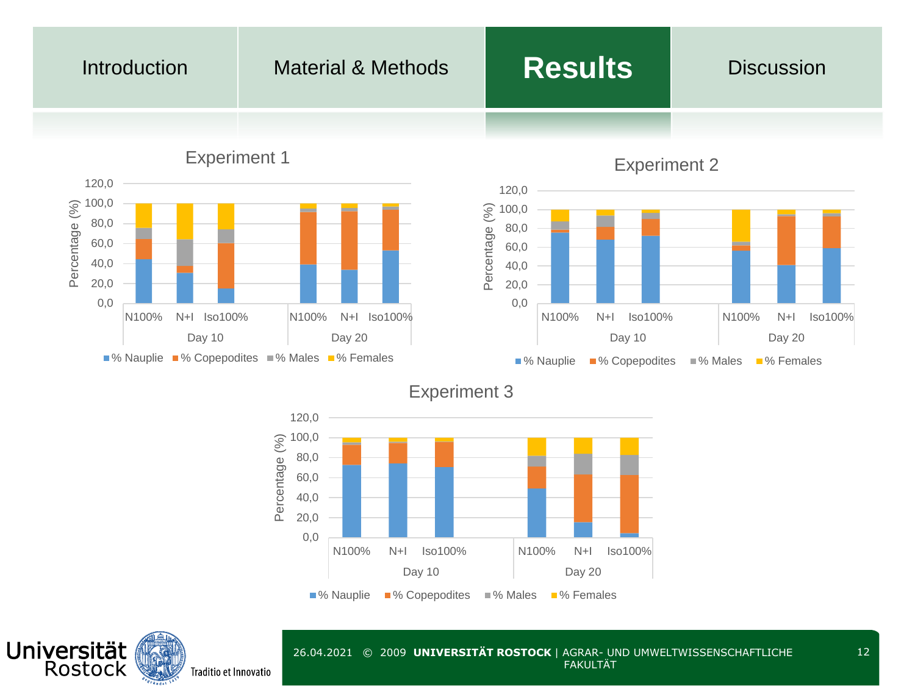Introduction | Material & Methods | **Results** | Discussion

## Experiment 1

Percentage (%)

120,0 / 100,0 / 80,0 / 60,0 / 40,0 / 20,0 / 0,0

N100% N+I Iso100% — Day 10
N100% N+I Iso100% — Day 20

% Nauplie · % Copepodites · % Males · % Females

## Experiment 2

Percentage (%)

120,0 / 100,0 / 80,0 / 60,0 / 40,0 / 20,0 / 0,0

N100% N+I Iso100% — Day 10
N100% N+I Iso100% — Day 20

% Nauplie · % Copepodites · % Males · % Females

## Experiment 3

Percentage (%)

120,0 / 100,0 / 80,0 / 60,0 / 40,0 / 20,0 / 0,0

N100% N+I Iso100% — Day 10
N100% N+I Iso100% — Day 20

% Nauplie · % Copepodites · % Males · % Females

Universität Rostock — Traditio et Innovatio

26.04.2021 © 2009 **UNIVERSITÄT ROSTOCK** | AGRAR- UND UMWELTWISSENSCHAFTLICHE FAKULTÄT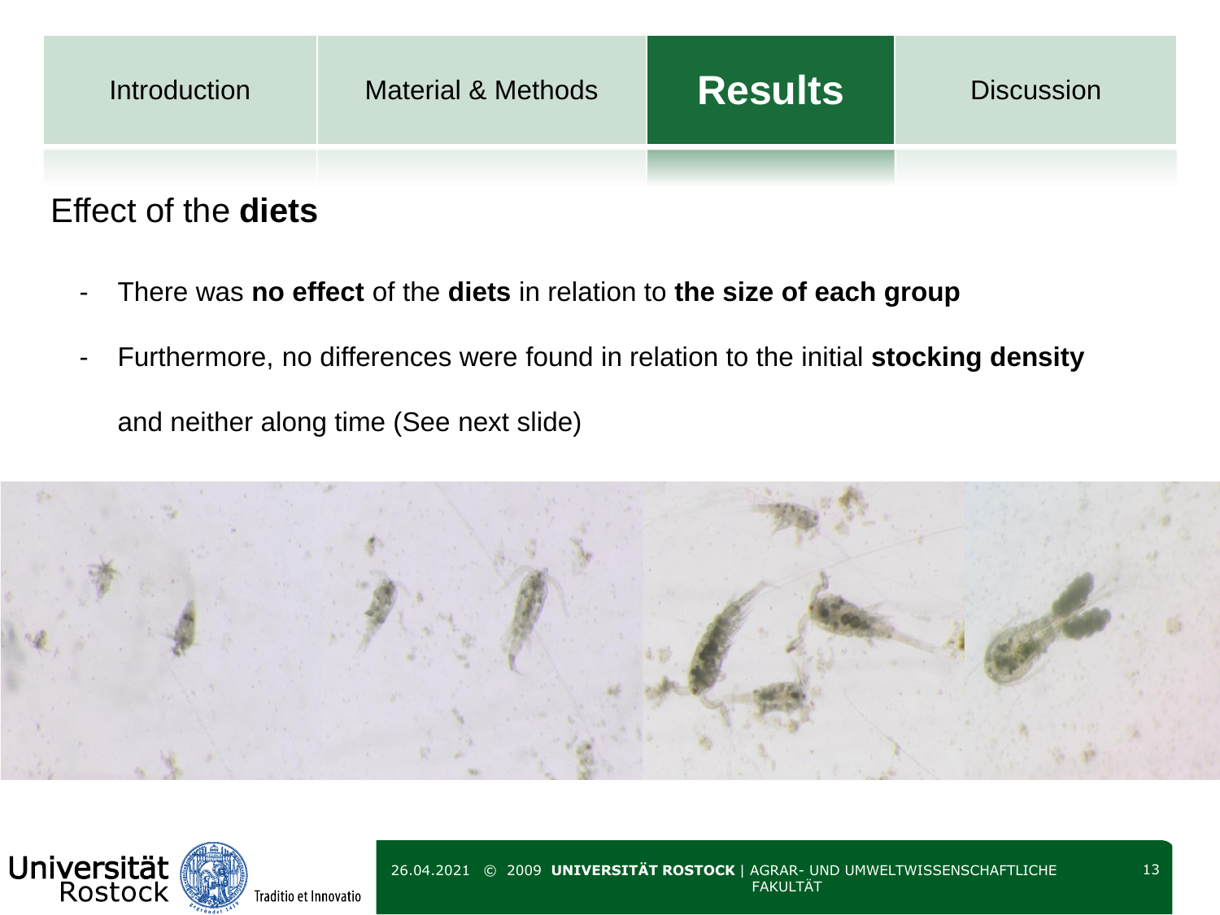Introduction | Material & Methods | **Results** | Discussion

## Effect of the **diets**

- There was **no effect** of the **diets** in relation to **the size of each group**
- Furthermore, no differences were found in relation to the initial **stocking density** and neither along time (See next slide)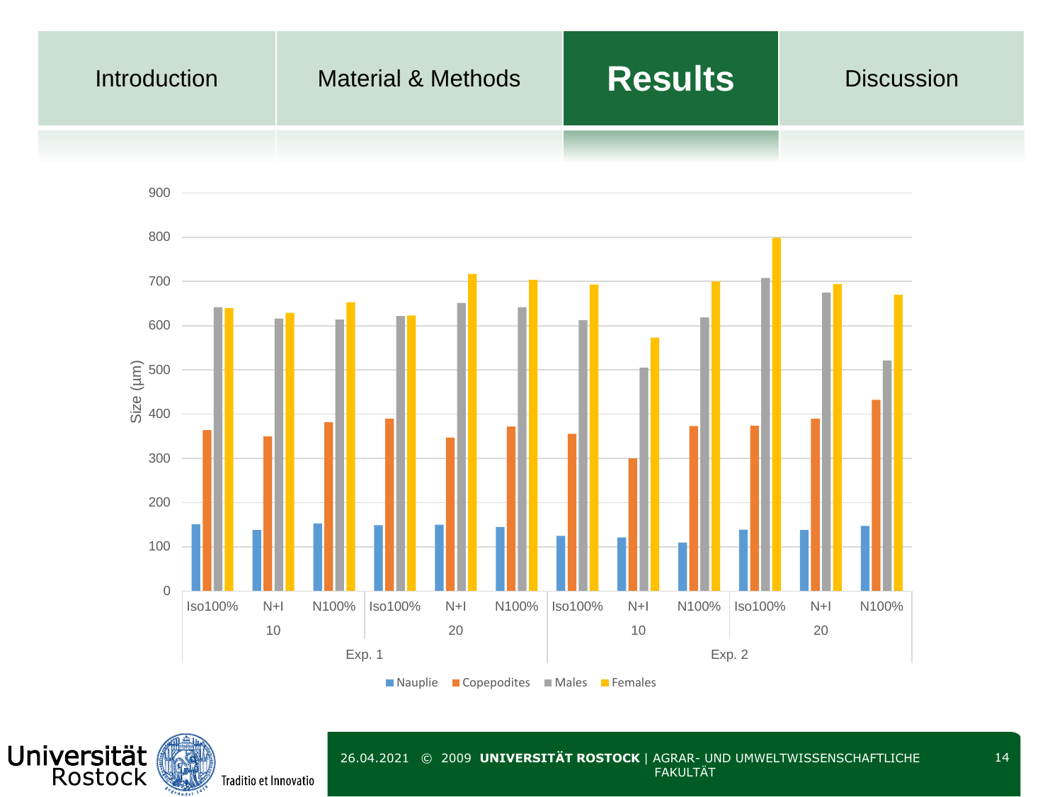Introduction | Material & Methods | **Results** | Discussion

| Size (µm) | Nauplie | Copepodites | Males | Females |
|---|---|---|---|---|
| Exp. 1 – 10 – Iso100% | | | | |
| Exp. 1 – 10 – N+I | | | | |
| Exp. 1 – 10 – N100% | | | | |
| Exp. 1 – 20 – Iso100% | | | | |
| Exp. 1 – 20 – N+I | | | | |
| Exp. 1 – 20 – N100% | | | | |
| Exp. 2 – 10 – Iso100% | | | | |
| Exp. 2 – 10 – N+I | | | | |
| Exp. 2 – 10 – N100% | | | | |
| Exp. 2 – 20 – Iso100% | | | | |
| Exp. 2 – 20 – N+I | | | | |
| Exp. 2 – 20 – N100% | | | | |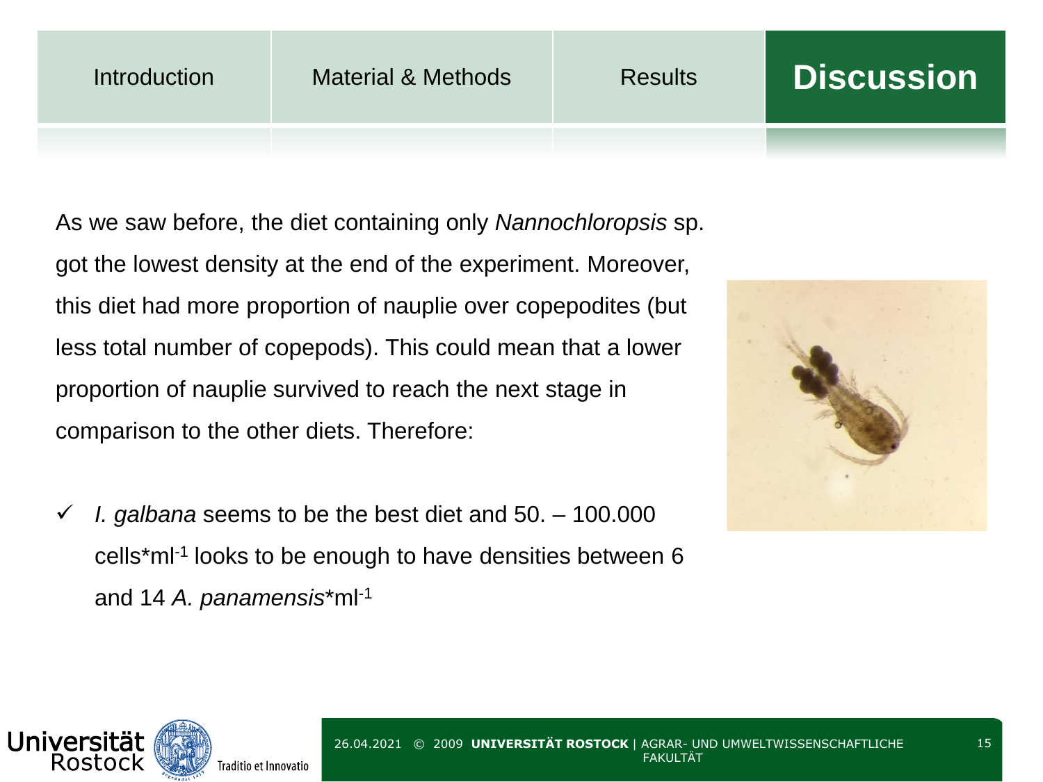Introduction | Material & Methods | Results | **Discussion**

As we saw before, the diet containing only *Nannochloropsis* sp. got the lowest density at the end of the experiment. Moreover, this diet had more proportion of nauplie over copepodites (but less total number of copepods). This could mean that a lower proportion of nauplie survived to reach the next stage in comparison to the other diets. Therefore:

- ✓ *I. galbana* seems to be the best diet and 50. – 100.000 cells*ml$^{-1}$ looks to be enough to have densities between 6 and 14 *A. panamensis**ml$^{-1}$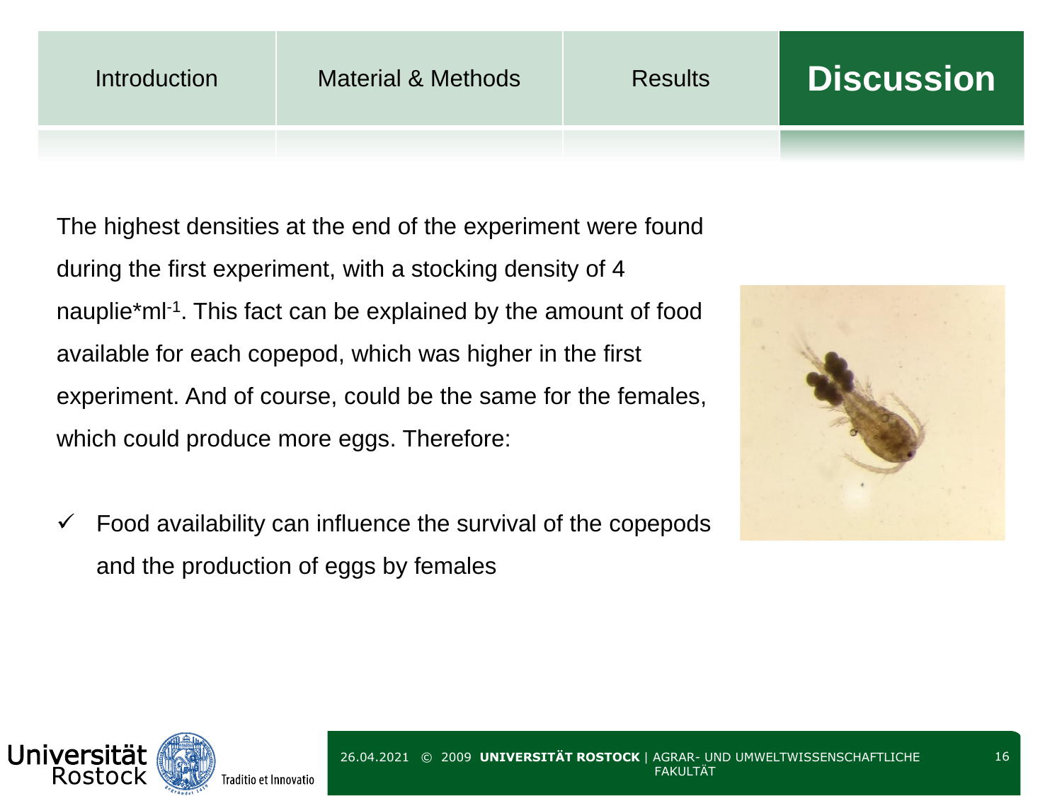# Discussion

The highest densities at the end of the experiment were found during the first experiment, with a stocking density of 4 nauplie*ml$^{-1}$. This fact can be explained by the amount of food available for each copepod, which was higher in the first experiment. And of course, could be the same for the females, which could produce more eggs. Therefore:

- ✓ Food availability can influence the survival of the copepods and the production of eggs by females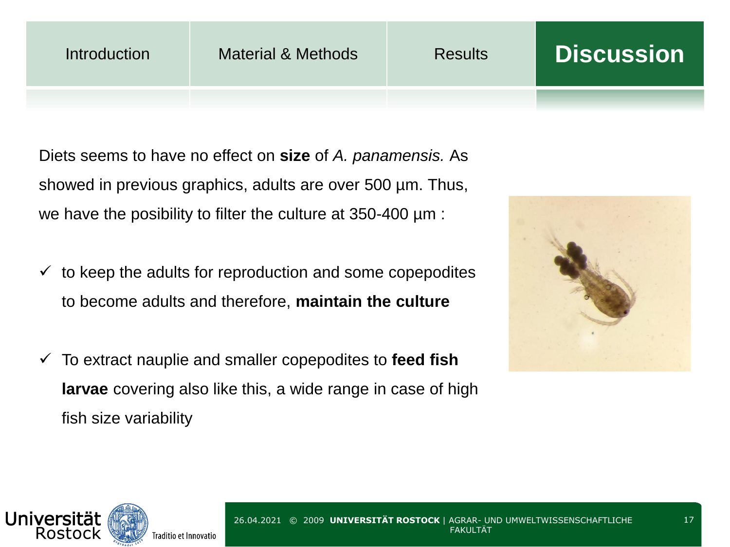# Discussion

Diets seems to have no effect on **size** of *A. panamensis.* As showed in previous graphics, adults are over 500 µm. Thus, we have the posibility to filter the culture at 350-400 µm :

- ✓ to keep the adults for reproduction and some copepodites to become adults and therefore, **maintain the culture**
- ✓ To extract nauplie and smaller copepodites to **feed fish larvae** covering also like this, a wide range in case of high fish size variability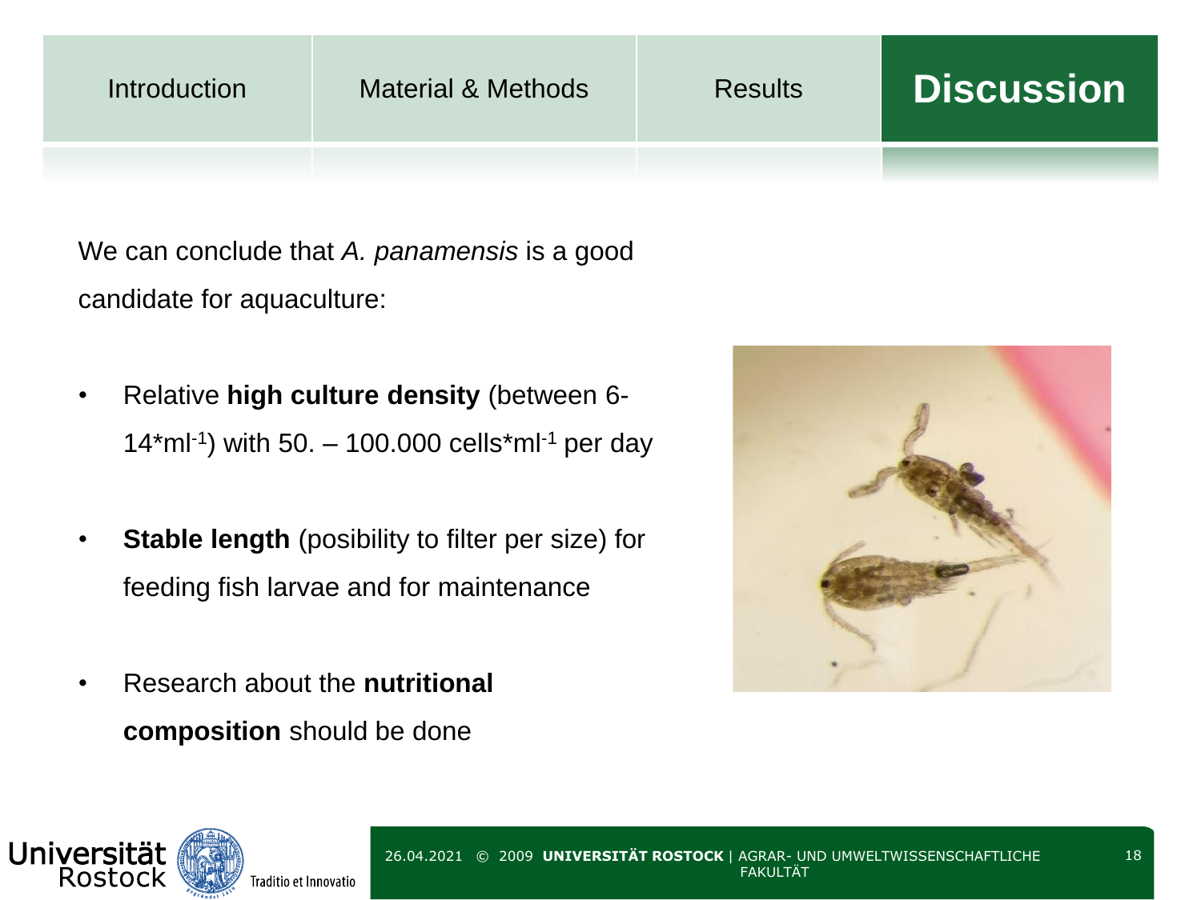Introduction | Material & Methods | Results | **Discussion**

We can conclude that *A. panamensis* is a good candidate for aquaculture:

- Relative **high culture density** (between 6-14*ml$^{-1}$) with 50. – 100.000 cells*ml$^{-1}$ per day
- **Stable length** (posibility to filter per size) for feeding fish larvae and for maintenance
- Research about the **nutritional composition** should be done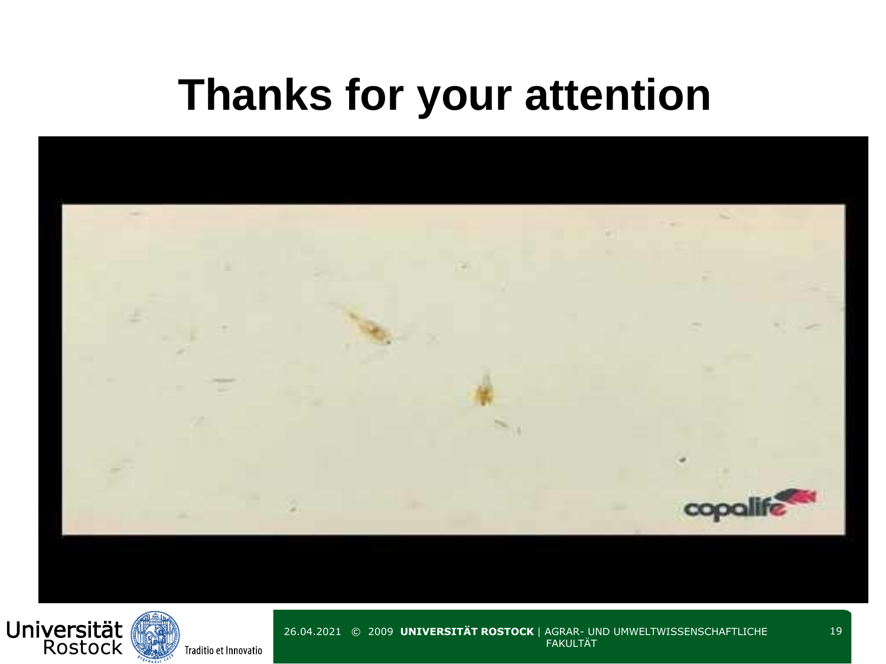# Thanks for your attention